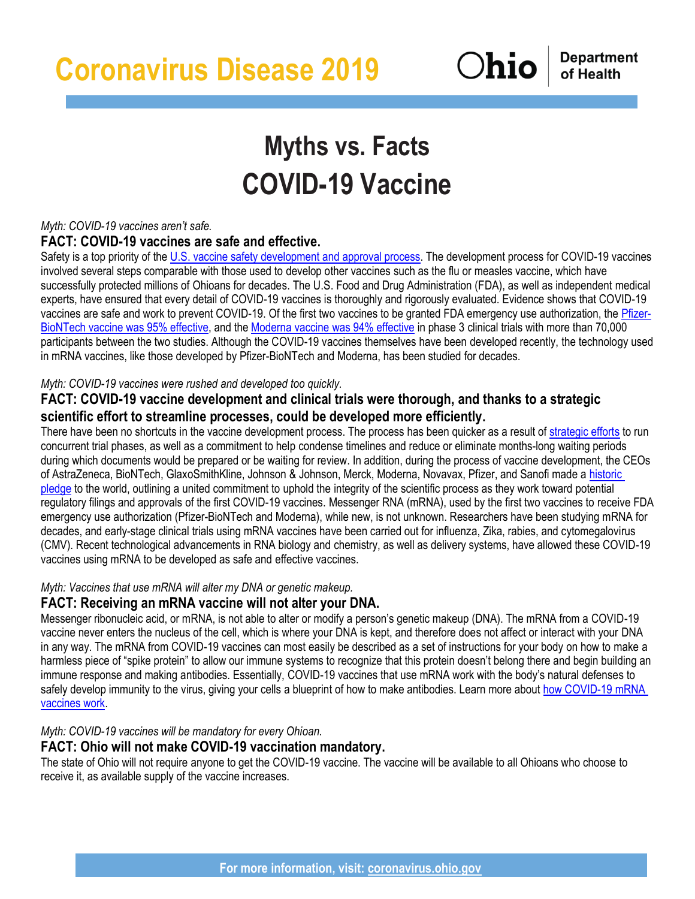# Coronavirus Disease 2019

Ohio | Department of Health

# Myths vs. Facts
# COVID-19 Vaccine

*Myth: COVID-19 vaccines aren't safe.*

### FACT: COVID-19 vaccines are safe and effective.

Safety is a top priority of the U.S. vaccine safety development and approval process. The development process for COVID-19 vaccines involved several steps comparable with those used to develop other vaccines such as the flu or measles vaccine, which have successfully protected millions of Ohioans for decades. The U.S. Food and Drug Administration (FDA), as well as independent medical experts, have ensured that every detail of COVID-19 vaccines is thoroughly and rigorously evaluated. Evidence shows that COVID-19 vaccines are safe and work to prevent COVID-19. Of the first two vaccines to be granted FDA emergency use authorization, the Pfizer-BioNTech vaccine was 95% effective, and the Moderna vaccine was 94% effective in phase 3 clinical trials with more than 70,000 participants between the two studies. Although the COVID-19 vaccines themselves have been developed recently, the technology used in mRNA vaccines, like those developed by Pfizer-BioNTech and Moderna, has been studied for decades.

*Myth: COVID-19 vaccines were rushed and developed too quickly.*

### FACT: COVID-19 vaccine development and clinical trials were thorough, and thanks to a strategic scientific effort to streamline processes, could be developed more efficiently.

There have been no shortcuts in the vaccine development process. The process has been quicker as a result of strategic efforts to run concurrent trial phases, as well as a commitment to help condense timelines and reduce or eliminate months-long waiting periods during which documents would be prepared or be waiting for review. In addition, during the process of vaccine development, the CEOs of AstraZeneca, BioNTech, GlaxoSmithKline, Johnson & Johnson, Merck, Moderna, Novavax, Pfizer, and Sanofi made a historic pledge to the world, outlining a united commitment to uphold the integrity of the scientific process as they work toward potential regulatory filings and approvals of the first COVID-19 vaccines. Messenger RNA (mRNA), used by the first two vaccines to receive FDA emergency use authorization (Pfizer-BioNTech and Moderna), while new, is not unknown. Researchers have been studying mRNA for decades, and early-stage clinical trials using mRNA vaccines have been carried out for influenza, Zika, rabies, and cytomegalovirus (CMV). Recent technological advancements in RNA biology and chemistry, as well as delivery systems, have allowed these COVID-19 vaccines using mRNA to be developed as safe and effective vaccines.

*Myth: Vaccines that use mRNA will alter my DNA or genetic makeup.*

### FACT: Receiving an mRNA vaccine will not alter your DNA.

Messenger ribonucleic acid, or mRNA, is not able to alter or modify a person's genetic makeup (DNA). The mRNA from a COVID-19 vaccine never enters the nucleus of the cell, which is where your DNA is kept, and therefore does not affect or interact with your DNA in any way. The mRNA from COVID-19 vaccines can most easily be described as a set of instructions for your body on how to make a harmless piece of "spike protein" to allow our immune systems to recognize that this protein doesn't belong there and begin building an immune response and making antibodies. Essentially, COVID-19 vaccines that use mRNA work with the body's natural defenses to safely develop immunity to the virus, giving your cells a blueprint of how to make antibodies. Learn more about how COVID-19 mRNA vaccines work.

*Myth: COVID-19 vaccines will be mandatory for every Ohioan.*

### FACT: Ohio will not make COVID-19 vaccination mandatory.

The state of Ohio will not require anyone to get the COVID-19 vaccine. The vaccine will be available to all Ohioans who choose to receive it, as available supply of the vaccine increases.

**For more information, visit: coronavirus.ohio.gov**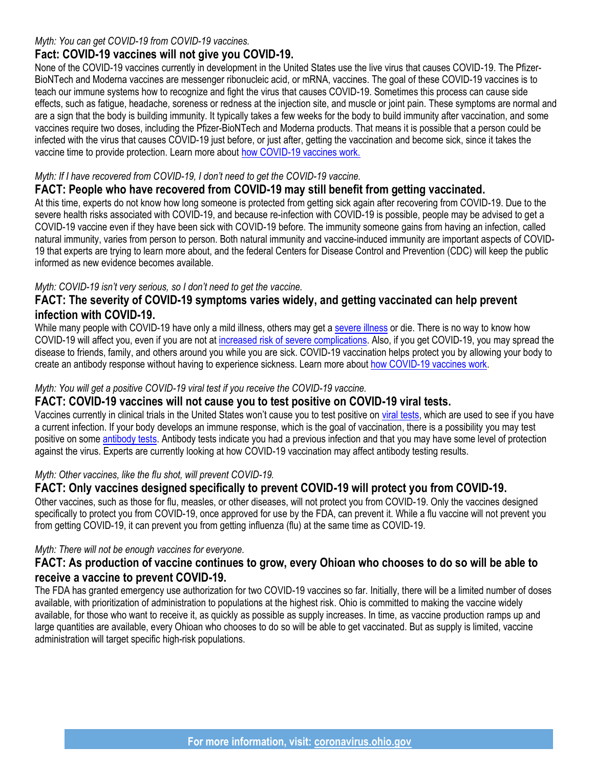*Myth: You can get COVID-19 from COVID-19 vaccines.*

### Fact: COVID-19 vaccines will not give you COVID-19.

None of the COVID-19 vaccines currently in development in the United States use the live virus that causes COVID-19. The Pfizer-BioNTech and Moderna vaccines are messenger ribonucleic acid, or mRNA, vaccines. The goal of these COVID-19 vaccines is to teach our immune systems how to recognize and fight the virus that causes COVID-19. Sometimes this process can cause side effects, such as fatigue, headache, soreness or redness at the injection site, and muscle or joint pain. These symptoms are normal and are a sign that the body is building immunity. It typically takes a few weeks for the body to build immunity after vaccination, and some vaccines require two doses, including the Pfizer-BioNTech and Moderna products. That means it is possible that a person could be infected with the virus that causes COVID-19 just before, or just after, getting the vaccination and become sick, since it takes the vaccine time to provide protection. Learn more about how COVID-19 vaccines work.

*Myth: If I have recovered from COVID-19, I don't need to get the COVID-19 vaccine.*

### FACT: People who have recovered from COVID-19 may still benefit from getting vaccinated.

At this time, experts do not know how long someone is protected from getting sick again after recovering from COVID-19. Due to the severe health risks associated with COVID-19, and because re-infection with COVID-19 is possible, people may be advised to get a COVID-19 vaccine even if they have been sick with COVID-19 before. The immunity someone gains from having an infection, called natural immunity, varies from person to person. Both natural immunity and vaccine-induced immunity are important aspects of COVID-19 that experts are trying to learn more about, and the federal Centers for Disease Control and Prevention (CDC) will keep the public informed as new evidence becomes available.

*Myth: COVID-19 isn't very serious, so I don't need to get the vaccine.*

### FACT: The severity of COVID-19 symptoms varies widely, and getting vaccinated can help prevent infection with COVID-19.

While many people with COVID-19 have only a mild illness, others may get a severe illness or die. There is no way to know how COVID-19 will affect you, even if you are not at increased risk of severe complications. Also, if you get COVID-19, you may spread the disease to friends, family, and others around you while you are sick. COVID-19 vaccination helps protect you by allowing your body to create an antibody response without having to experience sickness. Learn more about how COVID-19 vaccines work.

*Myth: You will get a positive COVID-19 viral test if you receive the COVID-19 vaccine.*

### FACT: COVID-19 vaccines will not cause you to test positive on COVID-19 viral tests.

Vaccines currently in clinical trials in the United States won't cause you to test positive on viral tests, which are used to see if you have a current infection. If your body develops an immune response, which is the goal of vaccination, there is a possibility you may test positive on some antibody tests. Antibody tests indicate you had a previous infection and that you may have some level of protection against the virus. Experts are currently looking at how COVID-19 vaccination may affect antibody testing results.

*Myth: Other vaccines, like the flu shot, will prevent COVID-19.*

### FACT: Only vaccines designed specifically to prevent COVID-19 will protect you from COVID-19.

Other vaccines, such as those for flu, measles, or other diseases, will not protect you from COVID-19. Only the vaccines designed specifically to protect you from COVID-19, once approved for use by the FDA, can prevent it. While a flu vaccine will not prevent you from getting COVID-19, it can prevent you from getting influenza (flu) at the same time as COVID-19.

*Myth: There will not be enough vaccines for everyone.*

### FACT: As production of vaccine continues to grow, every Ohioan who chooses to do so will be able to receive a vaccine to prevent COVID-19.

The FDA has granted emergency use authorization for two COVID-19 vaccines so far. Initially, there will be a limited number of doses available, with prioritization of administration to populations at the highest risk. Ohio is committed to making the vaccine widely available, for those who want to receive it, as quickly as possible as supply increases. In time, as vaccine production ramps up and large quantities are available, every Ohioan who chooses to do so will be able to get vaccinated. But as supply is limited, vaccine administration will target specific high-risk populations.

**For more information, visit: coronavirus.ohio.gov**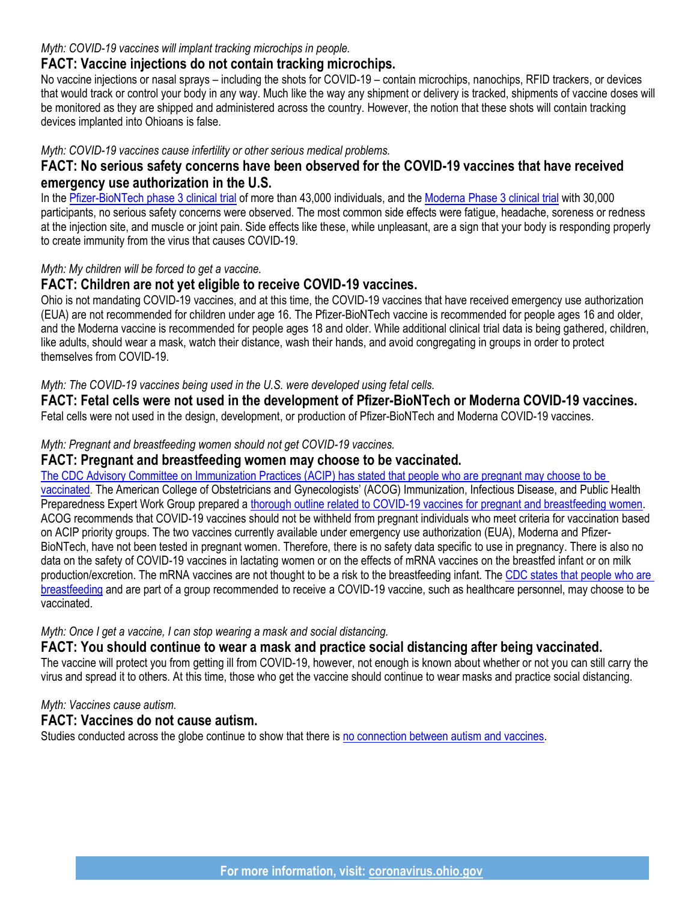*Myth: COVID-19 vaccines will implant tracking microchips in people.*

### FACT: Vaccine injections do not contain tracking microchips.

No vaccine injections or nasal sprays – including the shots for COVID-19 – contain microchips, nanochips, RFID trackers, or devices that would track or control your body in any way. Much like the way any shipment or delivery is tracked, shipments of vaccine doses will be monitored as they are shipped and administered across the country. However, the notion that these shots will contain tracking devices implanted into Ohioans is false.

*Myth: COVID-19 vaccines cause infertility or other serious medical problems.*

### FACT: No serious safety concerns have been observed for the COVID-19 vaccines that have received emergency use authorization in the U.S.

In the Pfizer-BioNTech phase 3 clinical trial of more than 43,000 individuals, and the Moderna Phase 3 clinical trial with 30,000 participants, no serious safety concerns were observed. The most common side effects were fatigue, headache, soreness or redness at the injection site, and muscle or joint pain. Side effects like these, while unpleasant, are a sign that your body is responding properly to create immunity from the virus that causes COVID-19.

*Myth: My children will be forced to get a vaccine.*

### FACT: Children are not yet eligible to receive COVID-19 vaccines.

Ohio is not mandating COVID-19 vaccines, and at this time, the COVID-19 vaccines that have received emergency use authorization (EUA) are not recommended for children under age 16. The Pfizer-BioNTech vaccine is recommended for people ages 16 and older, and the Moderna vaccine is recommended for people ages 18 and older. While additional clinical trial data is being gathered, children, like adults, should wear a mask, watch their distance, wash their hands, and avoid congregating in groups in order to protect themselves from COVID-19.

*Myth: The COVID-19 vaccines being used in the U.S. were developed using fetal cells.*

### FACT: Fetal cells were not used in the development of Pfizer-BioNTech or Moderna COVID-19 vaccines.

Fetal cells were not used in the design, development, or production of Pfizer-BioNTech and Moderna COVID-19 vaccines.

*Myth: Pregnant and breastfeeding women should not get COVID-19 vaccines.*

### FACT: Pregnant and breastfeeding women may choose to be vaccinated.

The CDC Advisory Committee on Immunization Practices (ACIP) has stated that people who are pregnant may choose to be vaccinated. The American College of Obstetricians and Gynecologists' (ACOG) Immunization, Infectious Disease, and Public Health Preparedness Expert Work Group prepared a thorough outline related to COVID-19 vaccines for pregnant and breastfeeding women. ACOG recommends that COVID-19 vaccines should not be withheld from pregnant individuals who meet criteria for vaccination based on ACIP priority groups. The two vaccines currently available under emergency use authorization (EUA), Moderna and Pfizer-BioNTech, have not been tested in pregnant women. Therefore, there is no safety data specific to use in pregnancy. There is also no data on the safety of COVID-19 vaccines in lactating women or on the effects of mRNA vaccines on the breastfed infant or on milk production/excretion. The mRNA vaccines are not thought to be a risk to the breastfeeding infant. The CDC states that people who are breastfeeding and are part of a group recommended to receive a COVID-19 vaccine, such as healthcare personnel, may choose to be vaccinated.

*Myth: Once I get a vaccine, I can stop wearing a mask and social distancing.*

### FACT: You should continue to wear a mask and practice social distancing after being vaccinated.

The vaccine will protect you from getting ill from COVID-19, however, not enough is known about whether or not you can still carry the virus and spread it to others. At this time, those who get the vaccine should continue to wear masks and practice social distancing.

*Myth: Vaccines cause autism.*

### FACT: Vaccines do not cause autism.

Studies conducted across the globe continue to show that there is no connection between autism and vaccines.

**For more information, visit: coronavirus.ohio.gov**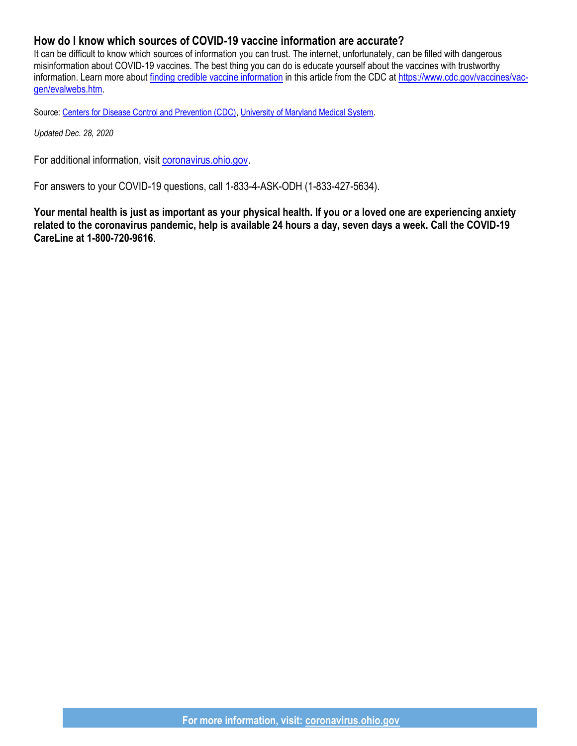### How do I know which sources of COVID-19 vaccine information are accurate?

It can be difficult to know which sources of information you can trust. The internet, unfortunately, can be filled with dangerous misinformation about COVID-19 vaccines. The best thing you can do is educate yourself about the vaccines with trustworthy information. Learn more about finding credible vaccine information in this article from the CDC at https://www.cdc.gov/vaccines/vac-gen/evalwebs.htm.

Source: Centers for Disease Control and Prevention (CDC), University of Maryland Medical System.

*Updated Dec. 28, 2020*

For additional information, visit coronavirus.ohio.gov.

For answers to your COVID-19 questions, call 1-833-4-ASK-ODH (1-833-427-5634).

**Your mental health is just as important as your physical health. If you or a loved one are experiencing anxiety related to the coronavirus pandemic, help is available 24 hours a day, seven days a week. Call the COVID-19 CareLine at 1-800-720-9616**.

**For more information, visit: coronavirus.ohio.gov**